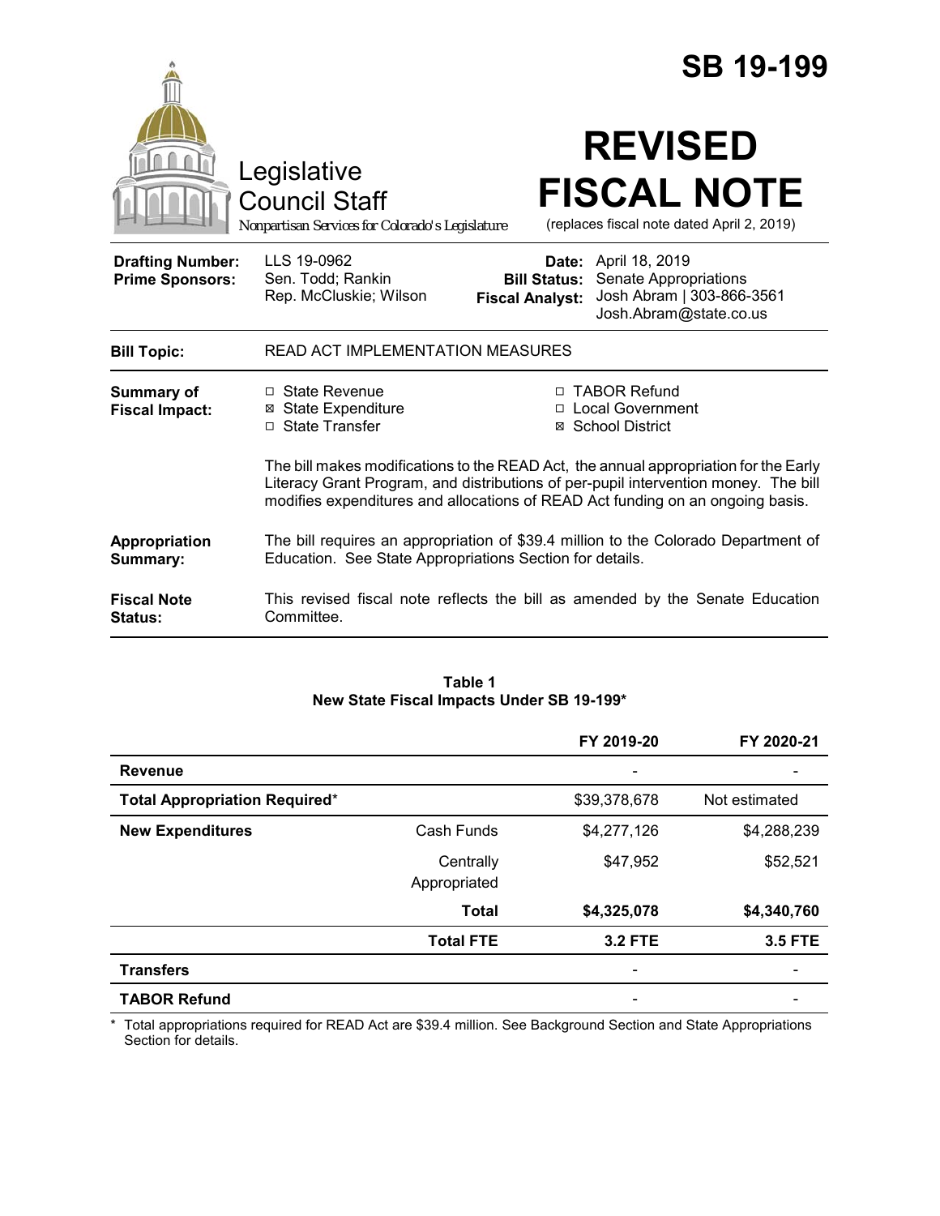# SB 19-199

Legislative Council Staff

*Nonpartisan Services for Colorado's Legislature*

# REVISED FISCAL NOTE

(replaces fiscal note dated April 2, 2019)

| | | | |
|---|---|---|---|
| **Drafting Number:** | LLS 19-0962 | **Date:** | April 18, 2019 |
| **Prime Sponsors:** | Sen. Todd; Rankin<br>Rep. McCluskie; Wilson | **Bill Status:** | Senate Appropriations |
| | | **Fiscal Analyst:** | Josh Abram \| 303-866-3561<br>Josh.Abram@state.co.us |

| | |
|---|---|
| **Bill Topic:** | READ ACT IMPLEMENTATION MEASURES |
| **Summary of Fiscal Impact:** | ☐ State Revenue<br>☒ State Expenditure<br>☐ State Transfer<br>☐ TABOR Refund<br>☐ Local Government<br>☒ School District<br><br>The bill makes modifications to the READ Act, the annual appropriation for the Early Literacy Grant Program, and distributions of per-pupil intervention money. The bill modifies expenditures and allocations of READ Act funding on an ongoing basis. |
| **Appropriation Summary:** | The bill requires an appropriation of $39.4 million to the Colorado Department of Education. See State Appropriations Section for details. |
| **Fiscal Note Status:** | This revised fiscal note reflects the bill as amended by the Senate Education Committee. |

**Table 1**
**New State Fiscal Impacts Under SB 19-199***

| | | FY 2019-20 | FY 2020-21 |
|---|---|---|---|
| **Revenue** | | - | - |
| **Total Appropriation Required*** | | $39,378,678 | Not estimated |
| **New Expenditures** | Cash Funds | $4,277,126 | $4,288,239 |
| | Centrally Appropriated | $47,952 | $52,521 |
| | **Total** | **$4,325,078** | **$4,340,760** |
| | **Total FTE** | **3.2 FTE** | **3.5 FTE** |
| **Transfers** | | - | - |
| **TABOR Refund** | | - | - |

\* Total appropriations required for READ Act are $39.4 million. See Background Section and State Appropriations Section for details.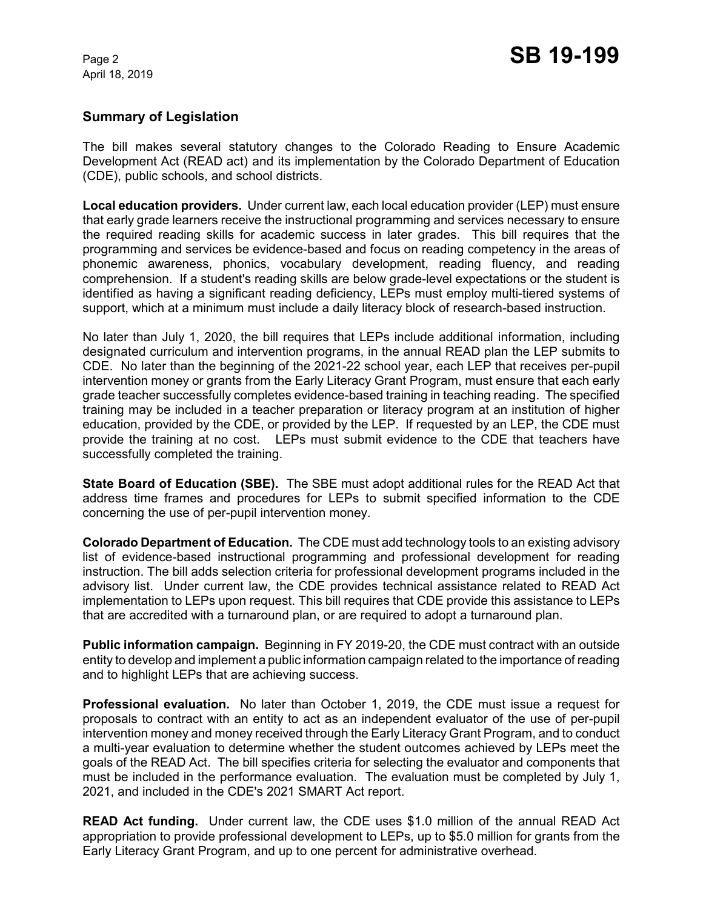## Summary of Legislation

The bill makes several statutory changes to the Colorado Reading to Ensure Academic Development Act (READ act) and its implementation by the Colorado Department of Education (CDE), public schools, and school districts.

**Local education providers.** Under current law, each local education provider (LEP) must ensure that early grade learners receive the instructional programming and services necessary to ensure the required reading skills for academic success in later grades. This bill requires that the programming and services be evidence-based and focus on reading competency in the areas of phonemic awareness, phonics, vocabulary development, reading fluency, and reading comprehension. If a student's reading skills are below grade-level expectations or the student is identified as having a significant reading deficiency, LEPs must employ multi-tiered systems of support, which at a minimum must include a daily literacy block of research-based instruction.

No later than July 1, 2020, the bill requires that LEPs include additional information, including designated curriculum and intervention programs, in the annual READ plan the LEP submits to CDE. No later than the beginning of the 2021-22 school year, each LEP that receives per-pupil intervention money or grants from the Early Literacy Grant Program, must ensure that each early grade teacher successfully completes evidence-based training in teaching reading. The specified training may be included in a teacher preparation or literacy program at an institution of higher education, provided by the CDE, or provided by the LEP. If requested by an LEP, the CDE must provide the training at no cost. LEPs must submit evidence to the CDE that teachers have successfully completed the training.

**State Board of Education (SBE).** The SBE must adopt additional rules for the READ Act that address time frames and procedures for LEPs to submit specified information to the CDE concerning the use of per-pupil intervention money.

**Colorado Department of Education.** The CDE must add technology tools to an existing advisory list of evidence-based instructional programming and professional development for reading instruction. The bill adds selection criteria for professional development programs included in the advisory list. Under current law, the CDE provides technical assistance related to READ Act implementation to LEPs upon request. This bill requires that CDE provide this assistance to LEPs that are accredited with a turnaround plan, or are required to adopt a turnaround plan.

**Public information campaign.** Beginning in FY 2019-20, the CDE must contract with an outside entity to develop and implement a public information campaign related to the importance of reading and to highlight LEPs that are achieving success.

**Professional evaluation.** No later than October 1, 2019, the CDE must issue a request for proposals to contract with an entity to act as an independent evaluator of the use of per-pupil intervention money and money received through the Early Literacy Grant Program, and to conduct a multi-year evaluation to determine whether the student outcomes achieved by LEPs meet the goals of the READ Act. The bill specifies criteria for selecting the evaluator and components that must be included in the performance evaluation. The evaluation must be completed by July 1, 2021, and included in the CDE's 2021 SMART Act report.

**READ Act funding.** Under current law, the CDE uses $1.0 million of the annual READ Act appropriation to provide professional development to LEPs, up to $5.0 million for grants from the Early Literacy Grant Program, and up to one percent for administrative overhead.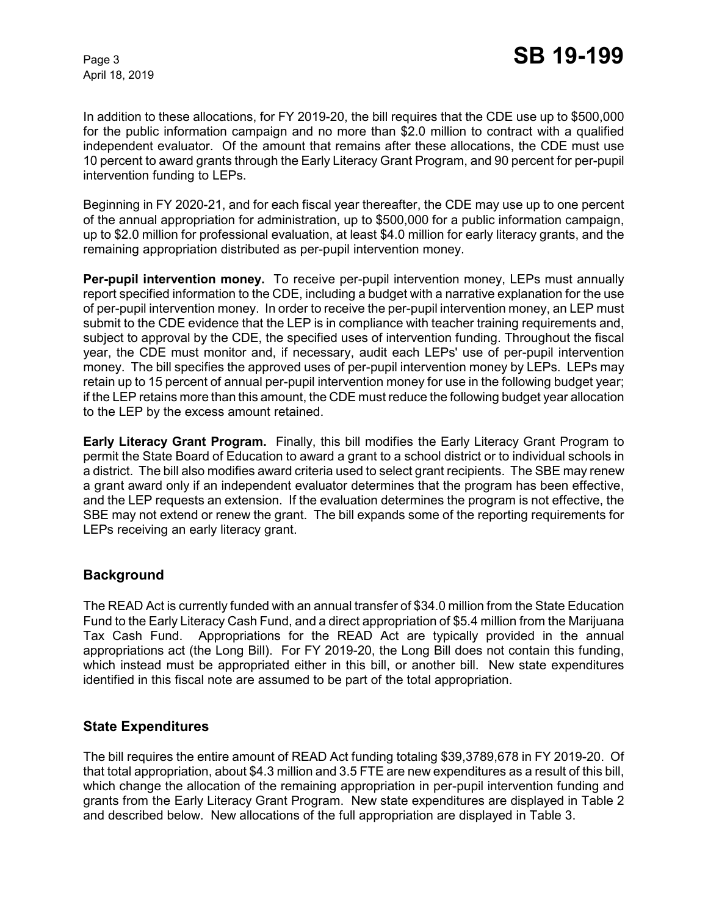In addition to these allocations, for FY 2019-20, the bill requires that the CDE use up to $500,000 for the public information campaign and no more than $2.0 million to contract with a qualified independent evaluator. Of the amount that remains after these allocations, the CDE must use 10 percent to award grants through the Early Literacy Grant Program, and 90 percent for per-pupil intervention funding to LEPs.

Beginning in FY 2020-21, and for each fiscal year thereafter, the CDE may use up to one percent of the annual appropriation for administration, up to $500,000 for a public information campaign, up to $2.0 million for professional evaluation, at least $4.0 million for early literacy grants, and the remaining appropriation distributed as per-pupil intervention money.

**Per-pupil intervention money.** To receive per-pupil intervention money, LEPs must annually report specified information to the CDE, including a budget with a narrative explanation for the use of per-pupil intervention money. In order to receive the per-pupil intervention money, an LEP must submit to the CDE evidence that the LEP is in compliance with teacher training requirements and, subject to approval by the CDE, the specified uses of intervention funding. Throughout the fiscal year, the CDE must monitor and, if necessary, audit each LEPs' use of per-pupil intervention money. The bill specifies the approved uses of per-pupil intervention money by LEPs. LEPs may retain up to 15 percent of annual per-pupil intervention money for use in the following budget year; if the LEP retains more than this amount, the CDE must reduce the following budget year allocation to the LEP by the excess amount retained.

**Early Literacy Grant Program.** Finally, this bill modifies the Early Literacy Grant Program to permit the State Board of Education to award a grant to a school district or to individual schools in a district. The bill also modifies award criteria used to select grant recipients. The SBE may renew a grant award only if an independent evaluator determines that the program has been effective, and the LEP requests an extension. If the evaluation determines the program is not effective, the SBE may not extend or renew the grant. The bill expands some of the reporting requirements for LEPs receiving an early literacy grant.

## Background

The READ Act is currently funded with an annual transfer of $34.0 million from the State Education Fund to the Early Literacy Cash Fund, and a direct appropriation of $5.4 million from the Marijuana Tax Cash Fund. Appropriations for the READ Act are typically provided in the annual appropriations act (the Long Bill). For FY 2019-20, the Long Bill does not contain this funding, which instead must be appropriated either in this bill, or another bill. New state expenditures identified in this fiscal note are assumed to be part of the total appropriation.

## State Expenditures

The bill requires the entire amount of READ Act funding totaling $39,3789,678 in FY 2019-20. Of that total appropriation, about $4.3 million and 3.5 FTE are new expenditures as a result of this bill, which change the allocation of the remaining appropriation in per-pupil intervention funding and grants from the Early Literacy Grant Program. New state expenditures are displayed in Table 2 and described below. New allocations of the full appropriation are displayed in Table 3.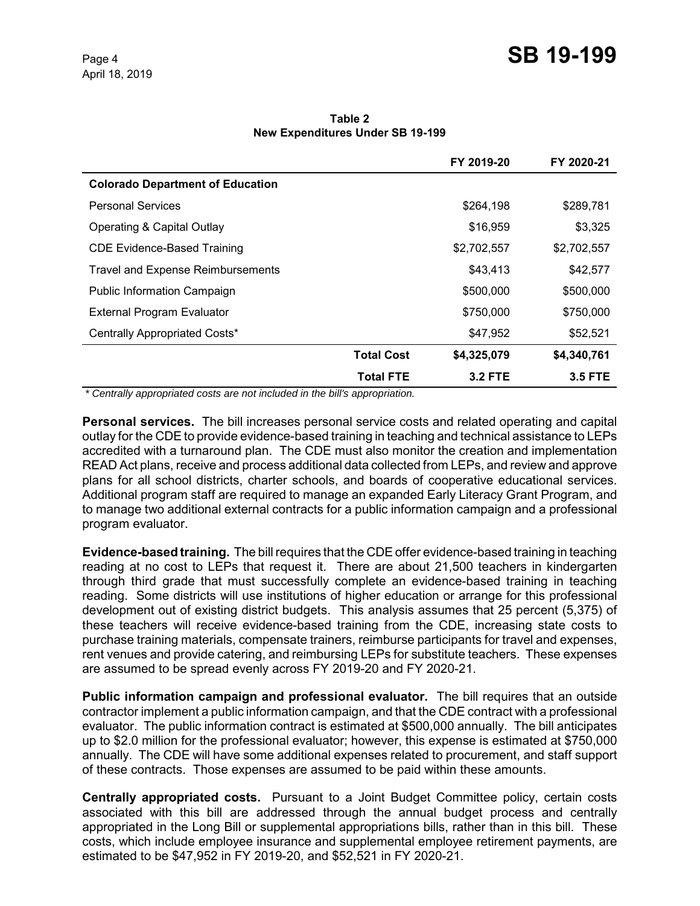**Table 2**
**New Expenditures Under SB 19-199**

| | | FY 2019-20 | FY 2020-21 |
|---|---|---|---|
| **Colorado Department of Education** | | | |
| Personal Services | | $264,198 | $289,781 |
| Operating & Capital Outlay | | $16,959 | $3,325 |
| CDE Evidence-Based Training | | $2,702,557 | $2,702,557 |
| Travel and Expense Reimbursements | | $43,413 | $42,577 |
| Public Information Campaign | | $500,000 | $500,000 |
| External Program Evaluator | | $750,000 | $750,000 |
| Centrally Appropriated Costs* | | $47,952 | $52,521 |
| | **Total Cost** | **$4,325,079** | **$4,340,761** |
| | **Total FTE** | **3.2 FTE** | **3.5 FTE** |

*\* Centrally appropriated costs are not included in the bill's appropriation.*

**Personal services.** The bill increases personal service costs and related operating and capital outlay for the CDE to provide evidence-based training in teaching and technical assistance to LEPs accredited with a turnaround plan. The CDE must also monitor the creation and implementation READ Act plans, receive and process additional data collected from LEPs, and review and approve plans for all school districts, charter schools, and boards of cooperative educational services. Additional program staff are required to manage an expanded Early Literacy Grant Program, and to manage two additional external contracts for a public information campaign and a professional program evaluator.

**Evidence-based training.** The bill requires that the CDE offer evidence-based training in teaching reading at no cost to LEPs that request it. There are about 21,500 teachers in kindergarten through third grade that must successfully complete an evidence-based training in teaching reading. Some districts will use institutions of higher education or arrange for this professional development out of existing district budgets. This analysis assumes that 25 percent (5,375) of these teachers will receive evidence-based training from the CDE, increasing state costs to purchase training materials, compensate trainers, reimburse participants for travel and expenses, rent venues and provide catering, and reimbursing LEPs for substitute teachers. These expenses are assumed to be spread evenly across FY 2019-20 and FY 2020-21.

**Public information campaign and professional evaluator.** The bill requires that an outside contractor implement a public information campaign, and that the CDE contract with a professional evaluator. The public information contract is estimated at $500,000 annually. The bill anticipates up to $2.0 million for the professional evaluator; however, this expense is estimated at $750,000 annually. The CDE will have some additional expenses related to procurement, and staff support of these contracts. Those expenses are assumed to be paid within these amounts.

**Centrally appropriated costs.** Pursuant to a Joint Budget Committee policy, certain costs associated with this bill are addressed through the annual budget process and centrally appropriated in the Long Bill or supplemental appropriations bills, rather than in this bill. These costs, which include employee insurance and supplemental employee retirement payments, are estimated to be $47,952 in FY 2019-20, and $52,521 in FY 2020-21.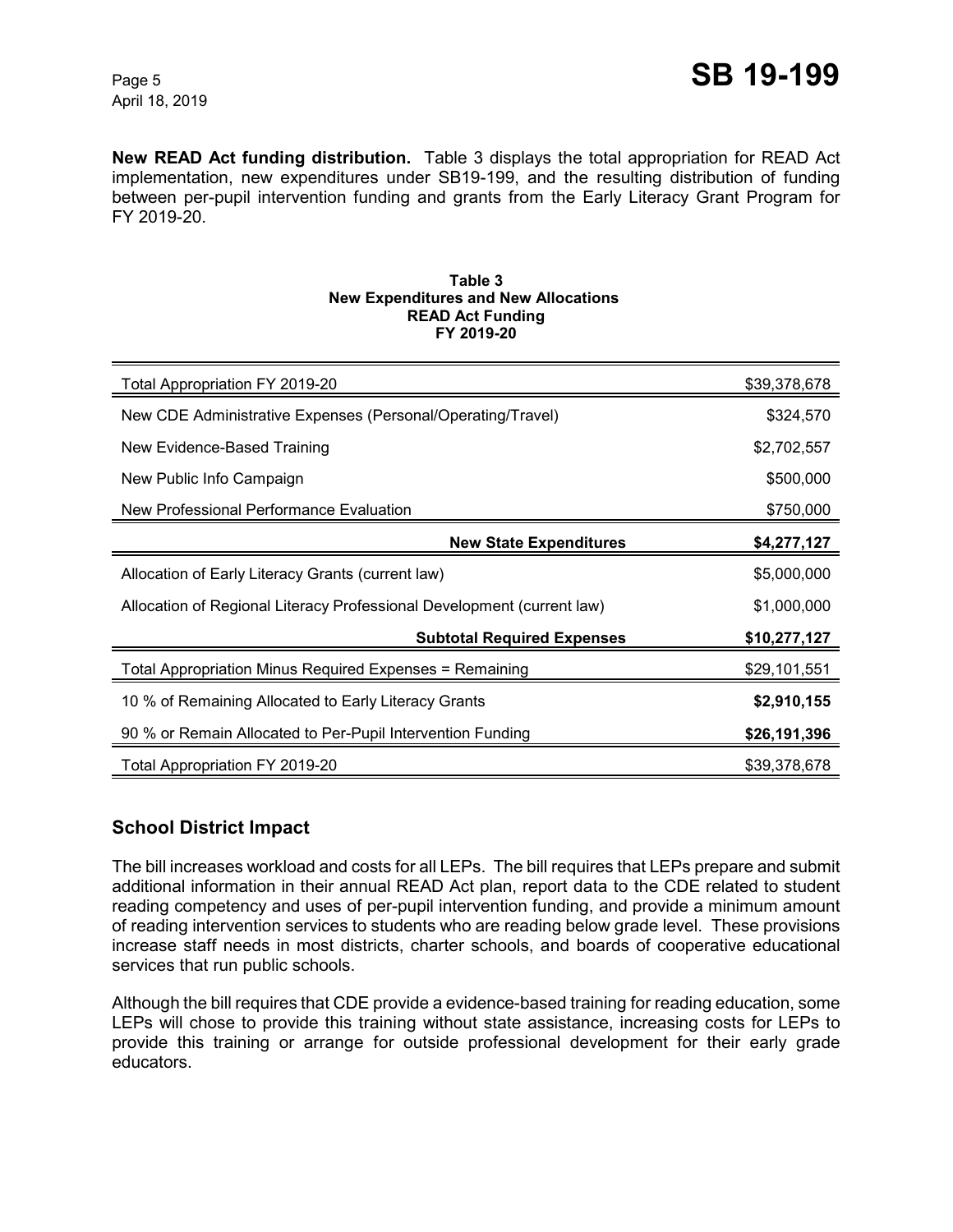**New READ Act funding distribution.** Table 3 displays the total appropriation for READ Act implementation, new expenditures under SB19-199, and the resulting distribution of funding between per-pupil intervention funding and grants from the Early Literacy Grant Program for FY 2019-20.

**Table 3**
**New Expenditures and New Allocations**
**READ Act Funding**
**FY 2019-20**

| | |
|---|---:|
| Total Appropriation FY 2019-20 | $39,378,678 |
| New CDE Administrative Expenses (Personal/Operating/Travel) | $324,570 |
| New Evidence-Based Training | $2,702,557 |
| New Public Info Campaign | $500,000 |
| New Professional Performance Evaluation | $750,000 |
| **New State Expenditures** | **$4,277,127** |
| Allocation of Early Literacy Grants (current law) | $5,000,000 |
| Allocation of Regional Literacy Professional Development (current law) | $1,000,000 |
| **Subtotal Required Expenses** | **$10,277,127** |
| Total Appropriation Minus Required Expenses = Remaining | $29,101,551 |
| 10 % of Remaining Allocated to Early Literacy Grants | **$2,910,155** |
| 90 % or Remain Allocated to Per-Pupil Intervention Funding | **$26,191,396** |
| Total Appropriation FY 2019-20 | $39,378,678 |

## School District Impact

The bill increases workload and costs for all LEPs. The bill requires that LEPs prepare and submit additional information in their annual READ Act plan, report data to the CDE related to student reading competency and uses of per-pupil intervention funding, and provide a minimum amount of reading intervention services to students who are reading below grade level. These provisions increase staff needs in most districts, charter schools, and boards of cooperative educational services that run public schools.

Although the bill requires that CDE provide a evidence-based training for reading education, some LEPs will chose to provide this training without state assistance, increasing costs for LEPs to provide this training or arrange for outside professional development for their early grade educators.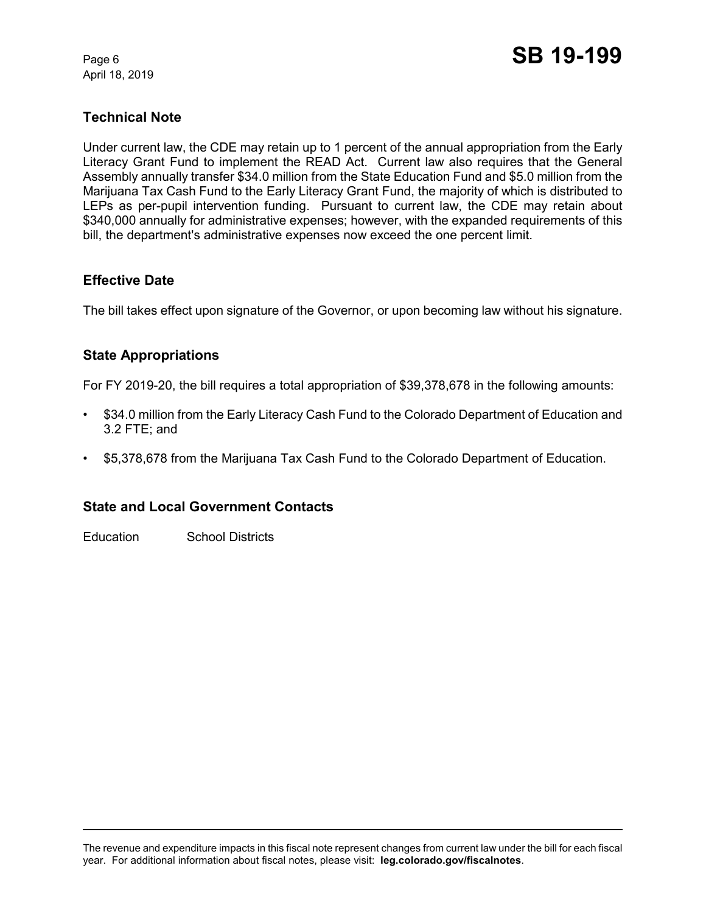## Technical Note

Under current law, the CDE may retain up to 1 percent of the annual appropriation from the Early Literacy Grant Fund to implement the READ Act. Current law also requires that the General Assembly annually transfer $34.0 million from the State Education Fund and $5.0 million from the Marijuana Tax Cash Fund to the Early Literacy Grant Fund, the majority of which is distributed to LEPs as per-pupil intervention funding. Pursuant to current law, the CDE may retain about $340,000 annually for administrative expenses; however, with the expanded requirements of this bill, the department's administrative expenses now exceed the one percent limit.

## Effective Date

The bill takes effect upon signature of the Governor, or upon becoming law without his signature.

## State Appropriations

For FY 2019-20, the bill requires a total appropriation of $39,378,678 in the following amounts:

- $34.0 million from the Early Literacy Cash Fund to the Colorado Department of Education and 3.2 FTE; and
- $5,378,678 from the Marijuana Tax Cash Fund to the Colorado Department of Education.

## State and Local Government Contacts

Education School Districts

The revenue and expenditure impacts in this fiscal note represent changes from current law under the bill for each fiscal year. For additional information about fiscal notes, please visit: **leg.colorado.gov/fiscalnotes**.